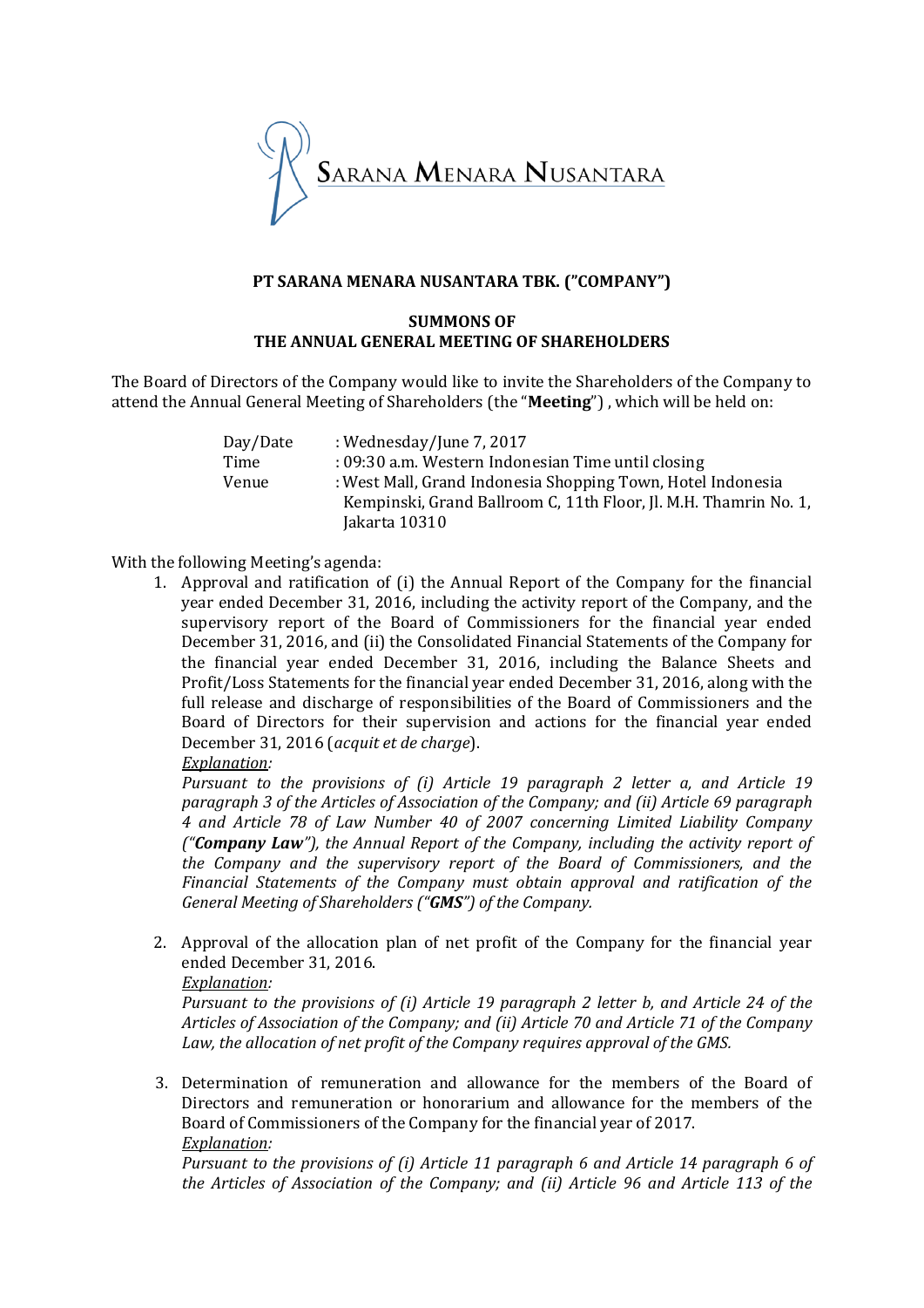SARANA MENARA NUSANTARA

**PT SARANA MENARA NUSANTARA TBK. ("COMPANY")**

**SUMMONS OF**
**THE ANNUAL GENERAL MEETING OF SHAREHOLDERS**

The Board of Directors of the Company would like to invite the Shareholders of the Company to attend the Annual General Meeting of Shareholders (the "**Meeting**") , which will be held on:

| | |
|---|---|
| Day/Date | : Wednesday/June 7, 2017 |
| Time | : 09:30 a.m. Western Indonesian Time until closing |
| Venue | : West Mall, Grand Indonesia Shopping Town, Hotel Indonesia Kempinski, Grand Ballroom C, 11th Floor, Jl. M.H. Thamrin No. 1, Jakarta 10310 |

With the following Meeting's agenda:

1. Approval and ratification of (i) the Annual Report of the Company for the financial year ended December 31, 2016, including the activity report of the Company, and the supervisory report of the Board of Commissioners for the financial year ended December 31, 2016, and (ii) the Consolidated Financial Statements of the Company for the financial year ended December 31, 2016, including the Balance Sheets and Profit/Loss Statements for the financial year ended December 31, 2016, along with the full release and discharge of responsibilities of the Board of Commissioners and the Board of Directors for their supervision and actions for the financial year ended December 31, 2016 (*acquit et de charge*).
   <u>*Explanation*</u>*:*
   *Pursuant to the provisions of (i) Article 19 paragraph 2 letter a, and Article 19 paragraph 3 of the Articles of Association of the Company; and (ii) Article 69 paragraph 4 and Article 78 of Law Number 40 of 2007 concerning Limited Liability Company ("**Company Law**"), the Annual Report of the Company, including the activity report of the Company and the supervisory report of the Board of Commissioners, and the Financial Statements of the Company must obtain approval and ratification of the General Meeting of Shareholders ("**GMS**") of the Company.*

2. Approval of the allocation plan of net profit of the Company for the financial year ended December 31, 2016.
   <u>*Explanation*</u>*:*
   *Pursuant to the provisions of (i) Article 19 paragraph 2 letter b, and Article 24 of the Articles of Association of the Company; and (ii) Article 70 and Article 71 of the Company Law, the allocation of net profit of the Company requires approval of the GMS.*

3. Determination of remuneration and allowance for the members of the Board of Directors and remuneration or honorarium and allowance for the members of the Board of Commissioners of the Company for the financial year of 2017.
   <u>*Explanation*</u>*:*
   *Pursuant to the provisions of (i) Article 11 paragraph 6 and Article 14 paragraph 6 of the Articles of Association of the Company; and (ii) Article 96 and Article 113 of the*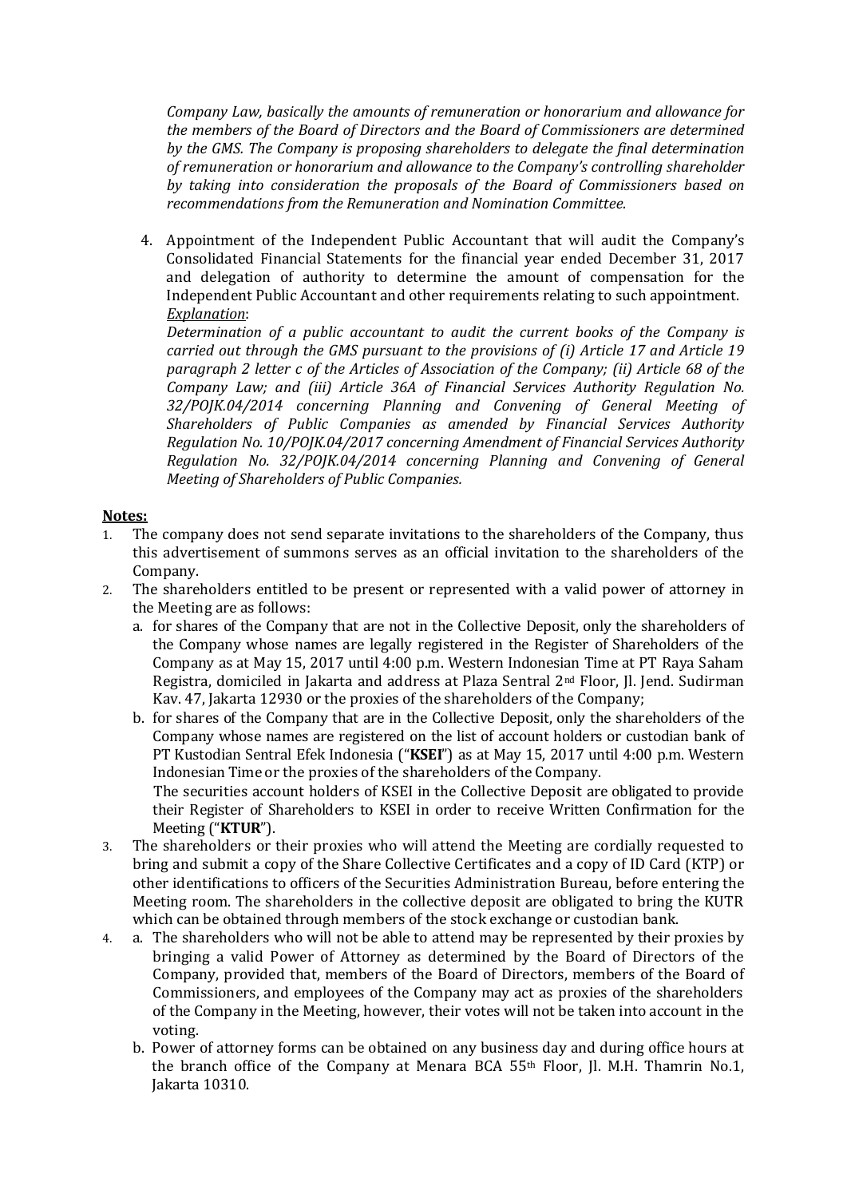*Company Law, basically the amounts of remuneration or honorarium and allowance for the members of the Board of Directors and the Board of Commissioners are determined by the GMS. The Company is proposing shareholders to delegate the final determination of remuneration or honorarium and allowance to the Company's controlling shareholder by taking into consideration the proposals of the Board of Commissioners based on recommendations from the Remuneration and Nomination Committee.*

4. Appointment of the Independent Public Accountant that will audit the Company's Consolidated Financial Statements for the financial year ended December 31, 2017 and delegation of authority to determine the amount of compensation for the Independent Public Accountant and other requirements relating to such appointment.
   *Explanation*:
   *Determination of a public accountant to audit the current books of the Company is carried out through the GMS pursuant to the provisions of (i) Article 17 and Article 19 paragraph 2 letter c of the Articles of Association of the Company; (ii) Article 68 of the Company Law; and (iii) Article 36A of Financial Services Authority Regulation No. 32/POJK.04/2014 concerning Planning and Convening of General Meeting of Shareholders of Public Companies as amended by Financial Services Authority Regulation No. 10/POJK.04/2017 concerning Amendment of Financial Services Authority Regulation No. 32/POJK.04/2014 concerning Planning and Convening of General Meeting of Shareholders of Public Companies.*

**Notes:**

1. The company does not send separate invitations to the shareholders of the Company, thus this advertisement of summons serves as an official invitation to the shareholders of the Company.
2. The shareholders entitled to be present or represented with a valid power of attorney in the Meeting are as follows:
   a. for shares of the Company that are not in the Collective Deposit, only the shareholders of the Company whose names are legally registered in the Register of Shareholders of the Company as at May 15, 2017 until 4:00 p.m. Western Indonesian Time at PT Raya Saham Registra, domiciled in Jakarta and address at Plaza Sentral 2nd Floor, Jl. Jend. Sudirman Kav. 47, Jakarta 12930 or the proxies of the shareholders of the Company;
   b. for shares of the Company that are in the Collective Deposit, only the shareholders of the Company whose names are registered on the list of account holders or custodian bank of PT Kustodian Sentral Efek Indonesia ("**KSEI**") as at May 15, 2017 until 4:00 p.m. Western Indonesian Time or the proxies of the shareholders of the Company.
   The securities account holders of KSEI in the Collective Deposit are obligated to provide their Register of Shareholders to KSEI in order to receive Written Confirmation for the Meeting ("**KTUR**").
3. The shareholders or their proxies who will attend the Meeting are cordially requested to bring and submit a copy of the Share Collective Certificates and a copy of ID Card (KTP) or other identifications to officers of the Securities Administration Bureau, before entering the Meeting room. The shareholders in the collective deposit are obligated to bring the KUTR which can be obtained through members of the stock exchange or custodian bank.
4. a. The shareholders who will not be able to attend may be represented by their proxies by bringing a valid Power of Attorney as determined by the Board of Directors of the Company, provided that, members of the Board of Directors, members of the Board of Commissioners, and employees of the Company may act as proxies of the shareholders of the Company in the Meeting, however, their votes will not be taken into account in the voting.
   b. Power of attorney forms can be obtained on any business day and during office hours at the branch office of the Company at Menara BCA 55th Floor, Jl. M.H. Thamrin No.1, Jakarta 10310.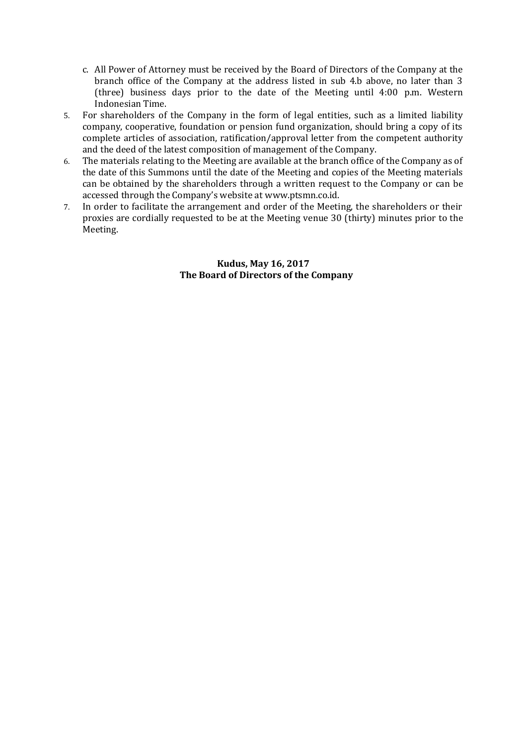c. All Power of Attorney must be received by the Board of Directors of the Company at the branch office of the Company at the address listed in sub 4.b above, no later than 3 (three) business days prior to the date of the Meeting until 4:00 p.m. Western Indonesian Time.

5. For shareholders of the Company in the form of legal entities, such as a limited liability company, cooperative, foundation or pension fund organization, should bring a copy of its complete articles of association, ratification/approval letter from the competent authority and the deed of the latest composition of management of the Company.
6. The materials relating to the Meeting are available at the branch office of the Company as of the date of this Summons until the date of the Meeting and copies of the Meeting materials can be obtained by the shareholders through a written request to the Company or can be accessed through the Company's website at www.ptsmn.co.id.
7. In order to facilitate the arrangement and order of the Meeting, the shareholders or their proxies are cordially requested to be at the Meeting venue 30 (thirty) minutes prior to the Meeting.

**Kudus, May 16, 2017**
**The Board of Directors of the Company**